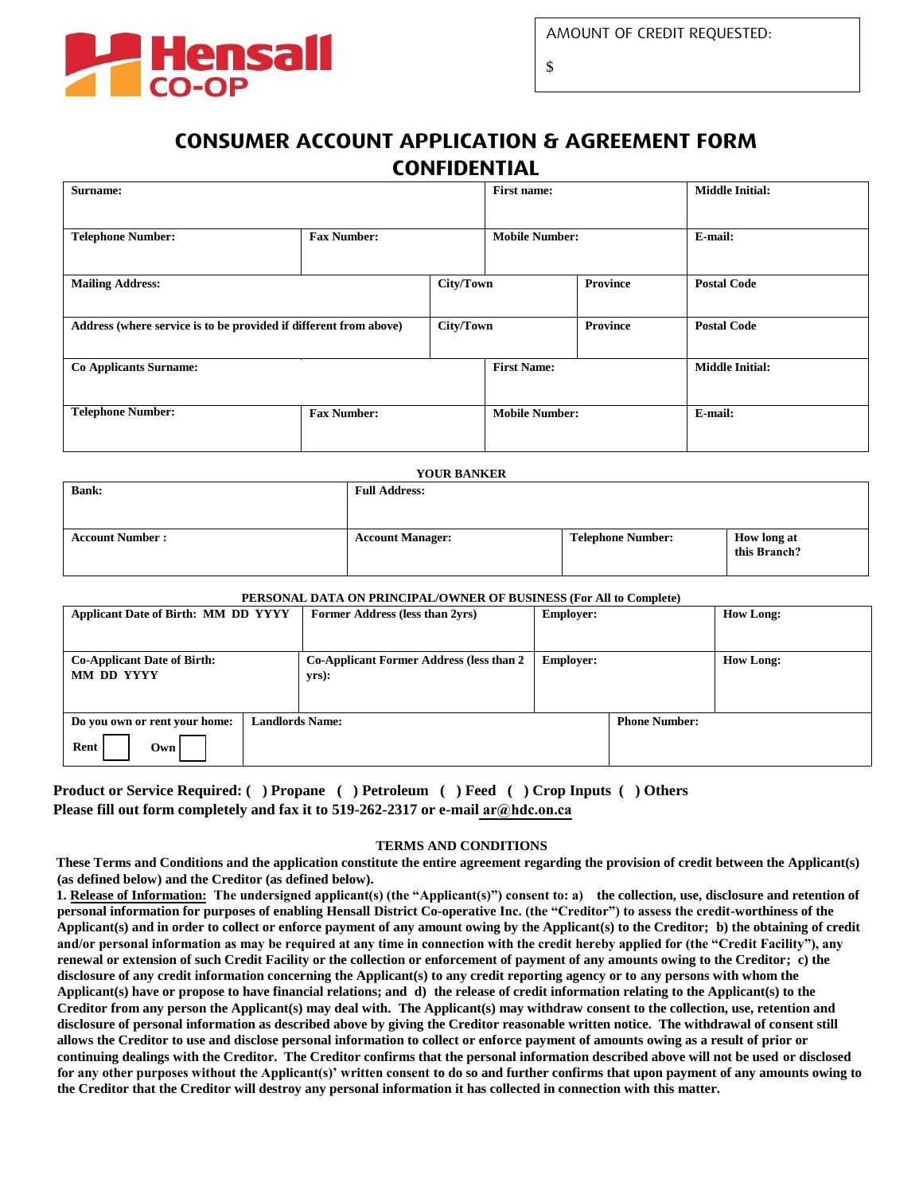Hensall CO-OP

| AMOUNT OF CREDIT REQUESTED: |
| --- |
| $ |

# CONSUMER ACCOUNT APPLICATION & AGREEMENT FORM

## CONFIDENTIAL

| Surname: | | | First name: | | Middle Initial: |
| --- | --- | --- | --- | --- | --- |
| Telephone Number: | Fax Number: | | Mobile Number: | | E-mail: |
| Mailing Address: | | City/Town | | Province | Postal Code |
| Address (where service is to be provided if different from above) | | City/Town | | Province | Postal Code |
| Co Applicants Surname: | | | First Name: | | Middle Initial: |
| Telephone Number: | Fax Number: | | Mobile Number: | | E-mail: |

**YOUR BANKER**

| Bank: | Full Address: | | |
| --- | --- | --- | --- |
| Account Number : | Account Manager: | Telephone Number: | How long at this Branch? |

**PERSONAL DATA ON PRINCIPAL/OWNER OF BUSINESS (For All to Complete)**

| Applicant Date of Birth: MM DD YYYY | | Former Address (less than 2yrs) | Employer: | How Long: |
| --- | --- | --- | --- | --- |
| Co-Applicant Date of Birth: MM DD YYYY | | Co-Applicant Former Address (less than 2 yrs): | Employer: | How Long: |
| Do you own or rent your home: Rent ☐ Own ☐ | Landlords Name: | | Phone Number: | |

**Product or Service Required: ( ) Propane ( ) Petroleum ( ) Feed ( ) Crop Inputs ( ) Others**

**Please fill out form completely and fax it to 519-262-2317 or e-mail ar@hdc.on.ca**

### TERMS AND CONDITIONS

**These Terms and Conditions and the application constitute the entire agreement regarding the provision of credit between the Applicant(s) (as defined below) and the Creditor (as defined below).**

**1. Release of Information: The undersigned applicant(s) (the "Applicant(s)") consent to: a) the collection, use, disclosure and retention of personal information for purposes of enabling Hensall District Co-operative Inc. (the "Creditor") to assess the credit-worthiness of the Applicant(s) and in order to collect or enforce payment of any amount owing by the Applicant(s) to the Creditor; b) the obtaining of credit and/or personal information as may be required at any time in connection with the credit hereby applied for (the "Credit Facility"), any renewal or extension of such Credit Facility or the collection or enforcement of payment of any amounts owing to the Creditor; c) the disclosure of any credit information concerning the Applicant(s) to any credit reporting agency or to any persons with whom the Applicant(s) have or propose to have financial relations; and d) the release of credit information relating to the Applicant(s) to the Creditor from any person the Applicant(s) may deal with. The Applicant(s) may withdraw consent to the collection, use, retention and disclosure of personal information as described above by giving the Creditor reasonable written notice. The withdrawal of consent still allows the Creditor to use and disclose personal information to collect or enforce payment of amounts owing as a result of prior or continuing dealings with the Creditor. The Creditor confirms that the personal information described above will not be used or disclosed for any other purposes without the Applicant(s)' written consent to do so and further confirms that upon payment of any amounts owing to the Creditor that the Creditor will destroy any personal information it has collected in connection with this matter.**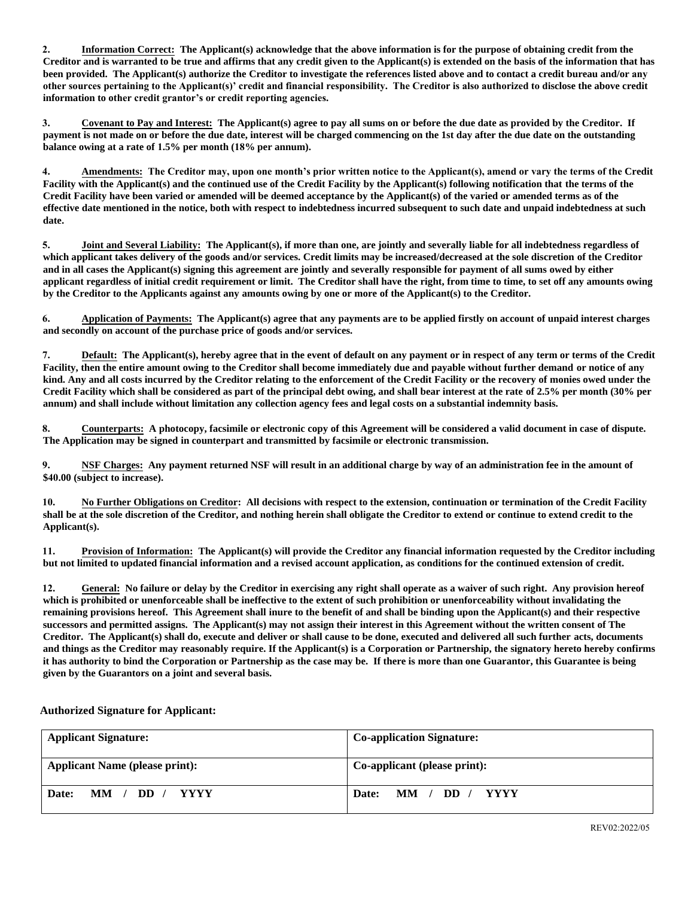**2. Information Correct: The Applicant(s) acknowledge that the above information is for the purpose of obtaining credit from the Creditor and is warranted to be true and affirms that any credit given to the Applicant(s) is extended on the basis of the information that has been provided. The Applicant(s) authorize the Creditor to investigate the references listed above and to contact a credit bureau and/or any other sources pertaining to the Applicant(s)' credit and financial responsibility. The Creditor is also authorized to disclose the above credit information to other credit grantor's or credit reporting agencies.**

**3. Covenant to Pay and Interest: The Applicant(s) agree to pay all sums on or before the due date as provided by the Creditor. If payment is not made on or before the due date, interest will be charged commencing on the 1st day after the due date on the outstanding balance owing at a rate of 1.5% per month (18% per annum).**

**4. Amendments: The Creditor may, upon one month's prior written notice to the Applicant(s), amend or vary the terms of the Credit Facility with the Applicant(s) and the continued use of the Credit Facility by the Applicant(s) following notification that the terms of the Credit Facility have been varied or amended will be deemed acceptance by the Applicant(s) of the varied or amended terms as of the effective date mentioned in the notice, both with respect to indebtedness incurred subsequent to such date and unpaid indebtedness at such date.**

**5. Joint and Several Liability: The Applicant(s), if more than one, are jointly and severally liable for all indebtedness regardless of which applicant takes delivery of the goods and/or services. Credit limits may be increased/decreased at the sole discretion of the Creditor and in all cases the Applicant(s) signing this agreement are jointly and severally responsible for payment of all sums owed by either applicant regardless of initial credit requirement or limit. The Creditor shall have the right, from time to time, to set off any amounts owing by the Creditor to the Applicants against any amounts owing by one or more of the Applicant(s) to the Creditor.**

**6. Application of Payments: The Applicant(s) agree that any payments are to be applied firstly on account of unpaid interest charges and secondly on account of the purchase price of goods and/or services.**

**7. Default: The Applicant(s), hereby agree that in the event of default on any payment or in respect of any term or terms of the Credit Facility, then the entire amount owing to the Creditor shall become immediately due and payable without further demand or notice of any kind. Any and all costs incurred by the Creditor relating to the enforcement of the Credit Facility or the recovery of monies owed under the Credit Facility which shall be considered as part of the principal debt owing, and shall bear interest at the rate of 2.5% per month (30% per annum) and shall include without limitation any collection agency fees and legal costs on a substantial indemnity basis.**

**8. Counterparts: A photocopy, facsimile or electronic copy of this Agreement will be considered a valid document in case of dispute. The Application may be signed in counterpart and transmitted by facsimile or electronic transmission.**

**9. NSF Charges: Any payment returned NSF will result in an additional charge by way of an administration fee in the amount of $40.00 (subject to increase).**

**10. No Further Obligations on Creditor: All decisions with respect to the extension, continuation or termination of the Credit Facility shall be at the sole discretion of the Creditor, and nothing herein shall obligate the Creditor to extend or continue to extend credit to the Applicant(s).**

**11. Provision of Information: The Applicant(s) will provide the Creditor any financial information requested by the Creditor including but not limited to updated financial information and a revised account application, as conditions for the continued extension of credit.**

**12. General: No failure or delay by the Creditor in exercising any right shall operate as a waiver of such right. Any provision hereof which is prohibited or unenforceable shall be ineffective to the extent of such prohibition or unenforceability without invalidating the remaining provisions hereof. This Agreement shall inure to the benefit of and shall be binding upon the Applicant(s) and their respective successors and permitted assigns. The Applicant(s) may not assign their interest in this Agreement without the written consent of The Creditor. The Applicant(s) shall do, execute and deliver or shall cause to be done, executed and delivered all such further acts, documents and things as the Creditor may reasonably require. If the Applicant(s) is a Corporation or Partnership, the signatory hereto hereby confirms it has authority to bind the Corporation or Partnership as the case may be. If there is more than one Guarantor, this Guarantee is being given by the Guarantors on a joint and several basis.**

**Authorized Signature for Applicant:**

| | |
|---|---|
| **Applicant Signature:** | **Co-application Signature:** |
| **Applicant Name (please print):** | **Co-applicant (please print):** |
| **Date: MM / DD / YYYY** | **Date: MM / DD / YYYY** |

REV02:2022/05